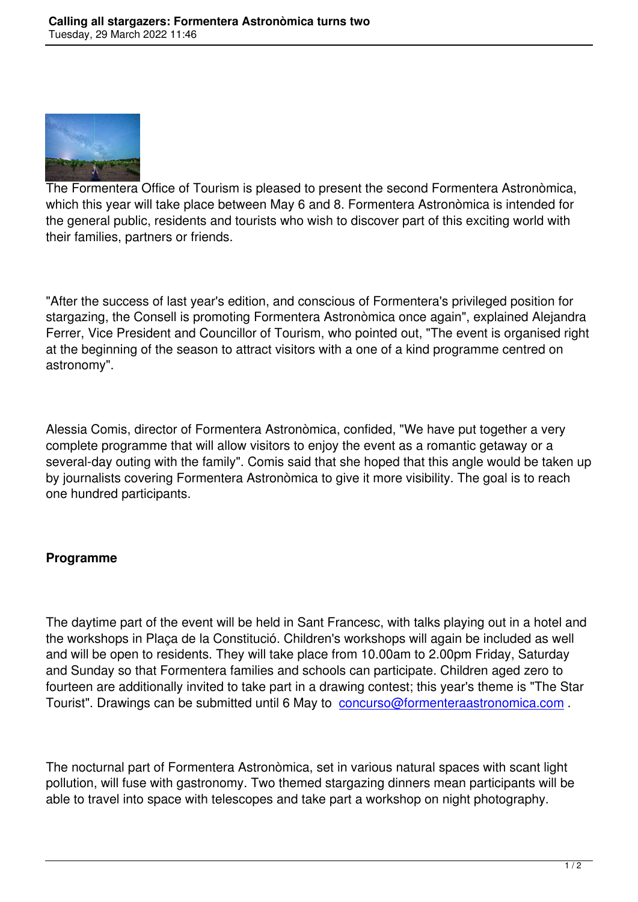The Formentera Office of Tourism is pleased to present the second Formentera Astronòmica, which this year will take place between May 6 and 8. Formentera Astronòmica is intended for the general public, residents and tourists who wish to discover part of this exciting world with their families, partners or friends.

"After the success of last year's edition, and conscious of Formentera's privileged position for stargazing, the Consell is promoting Formentera Astronòmica once again", explained Alejandra Ferrer, Vice President and Councillor of Tourism, who pointed out, "The event is organised right at the beginning of the season to attract visitors with a one of a kind programme centred on astronomy".

Alessia Comis, director of Formentera Astronòmica, confided, "We have put together a very complete programme that will allow visitors to enjoy the event as a romantic getaway or a several-day outing with the family". Comis said that she hoped that this angle would be taken up by journalists covering Formentera Astronòmica to give it more visibility. The goal is to reach one hundred participants.

**Programme**

The daytime part of the event will be held in Sant Francesc, with talks playing out in a hotel and the workshops in Plaça de la Constitució. Children's workshops will again be included as well and will be open to residents. They will take place from 10.00am to 2.00pm Friday, Saturday and Sunday so that Formentera families and schools can participate. Children aged zero to fourteen are additionally invited to take part in a drawing contest; this year's theme is "The Star Tourist". Drawings can be submitted until 6 May to concurso@formenteraastronomica.com .

The nocturnal part of Formentera Astronòmica, set in various natural spaces with scant light pollution, will fuse with gastronomy. Two themed stargazing dinners mean participants will be able to travel into space with telescopes and take part a workshop on night photography.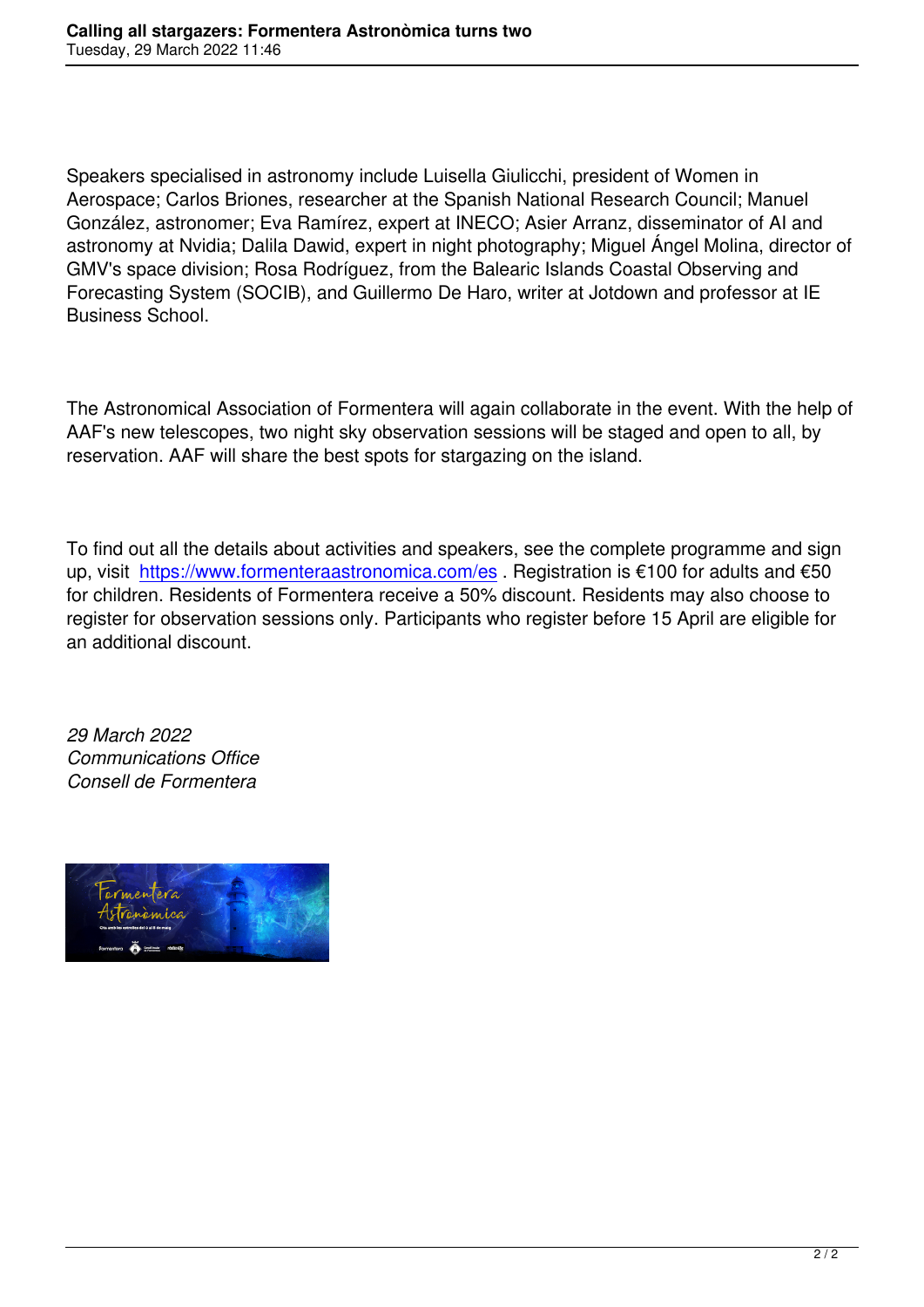Speakers specialised in astronomy include Luisella Giulicchi, president of Women in Aerospace; Carlos Briones, researcher at the Spanish National Research Council; Manuel González, astronomer; Eva Ramírez, expert at INECO; Asier Arranz, disseminator of AI and astronomy at Nvidia; Dalila Dawid, expert in night photography; Miguel Ángel Molina, director of GMV's space division; Rosa Rodríguez, from the Balearic Islands Coastal Observing and Forecasting System (SOCIB), and Guillermo De Haro, writer at Jotdown and professor at IE Business School.

The Astronomical Association of Formentera will again collaborate in the event. With the help of AAF's new telescopes, two night sky observation sessions will be staged and open to all, by reservation. AAF will share the best spots for stargazing on the island.

To find out all the details about activities and speakers, see the complete programme and sign up, visit [https://www.formenteraastronomica.com/es](https://www.formenteraastronomica.com/es) . Registration is €100 for adults and €50 for children. Residents of Formentera receive a 50% discount. Residents may also choose to register for observation sessions only. Participants who register before 15 April are eligible for an additional discount.

*29 March 2022*
*Communications Office*
*Consell de Formentera*